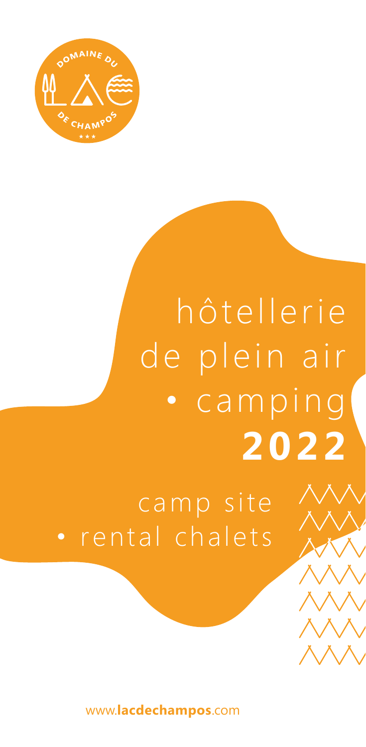DOMAINE DU LAC DE CHAMPOS

★★★

# hôtellerie de plein air • camping **2022**

camp site • rental chalets

www.**lacdechampos**.com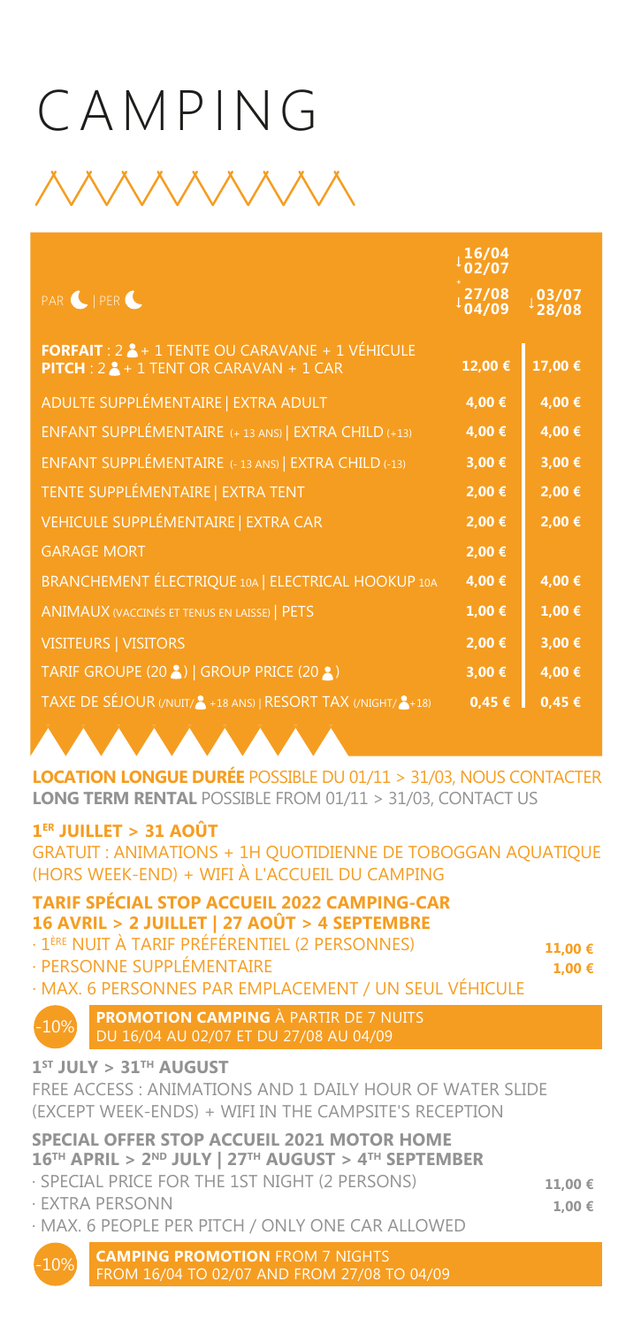# CAMPING

| PAR ☾ \| PER ☾ | 16/04 ↓ 02/07 + 27/08 ↓ 04/09 | 03/07 ↓ 28/08 |
|---|---|---|
| **FORFAIT** : 2 👤 + 1 TENTE OU CARAVANE + 1 VÉHICULE **PITCH** : 2 👤 + 1 TENT OR CARAVAN + 1 CAR | 12,00 € | 17,00 € |
| ADULTE SUPPLÉMENTAIRE \| EXTRA ADULT | 4,00 € | 4,00 € |
| ENFANT SUPPLÉMENTAIRE (+ 13 ANS) \| EXTRA CHILD (+13) | 4,00 € | 4,00 € |
| ENFANT SUPPLÉMENTAIRE (- 13 ANS) \| EXTRA CHILD (-13) | 3,00 € | 3,00 € |
| TENTE SUPPLÉMENTAIRE \| EXTRA TENT | 2,00 € | 2,00 € |
| VEHICULE SUPPLÉMENTAIRE \| EXTRA CAR | 2,00 € | 2,00 € |
| GARAGE MORT | 2,00 € | |
| BRANCHEMENT ÉLECTRIQUE 10A \| ELECTRICAL HOOKUP 10A | 4,00 € | 4,00 € |
| ANIMAUX (VACCINÉS ET TENUS EN LAISSE) \| PETS | 1,00 € | 1,00 € |
| VISITEURS \| VISITORS | 2,00 € | 3,00 € |
| TARIF GROUPE (20 👤) \| GROUP PRICE (20 👤) | 3,00 € | 4,00 € |
| TAXE DE SÉJOUR (/NUIT/👤 +18 ANS) \| RESORT TAX (/NIGHT/👤+18) | 0,45 € | 0,45 € |

**LOCATION LONGUE DURÉE** POSSIBLE DU 01/11 > 31/03, NOUS CONTACTER
**LONG TERM RENTAL** POSSIBLE FROM 01/11 > 31/03, CONTACT US

**1ER JUILLET > 31 AOÛT**
GRATUIT : ANIMATIONS + 1H QUOTIDIENNE DE TOBOGGAN AQUATIQUE (HORS WEEK-END) + WIFI À L'ACCUEIL DU CAMPING

**TARIF SPÉCIAL STOP ACCUEIL 2022 CAMPING-CAR**
**16 AVRIL > 2 JUILLET | 27 AOÛT > 4 SEPTEMBRE**

- 1ÈRE NUIT À TARIF PRÉFÉRENTIEL (2 PERSONNES) 11,00 €
- PERSONNE SUPPLÉMENTAIRE 1,00 €
- MAX. 6 PERSONNES PAR EMPLACEMENT / UN SEUL VÉHICULE

-10% **PROMOTION CAMPING** À PARTIR DE 7 NUITS
DU 16/04 AU 02/07 ET DU 27/08 AU 04/09

**1ST JULY > 31TH AUGUST**
FREE ACCESS : ANIMATIONS AND 1 DAILY HOUR OF WATER SLIDE (EXCEPT WEEK-ENDS) + WIFI IN THE CAMPSITE'S RECEPTION

**SPECIAL OFFER STOP ACCUEIL 2021 MOTOR HOME**
**16TH APRIL > 2ND JULY | 27TH AUGUST > 4TH SEPTEMBER**

- SPECIAL PRICE FOR THE 1ST NIGHT (2 PERSONS) 11,00 €
- EXTRA PERSONN 1,00 €
- MAX. 6 PEOPLE PER PITCH / ONLY ONE CAR ALLOWED

-10% **CAMPING PROMOTION** FROM 7 NIGHTS
FROM 16/04 TO 02/07 AND FROM 27/08 TO 04/09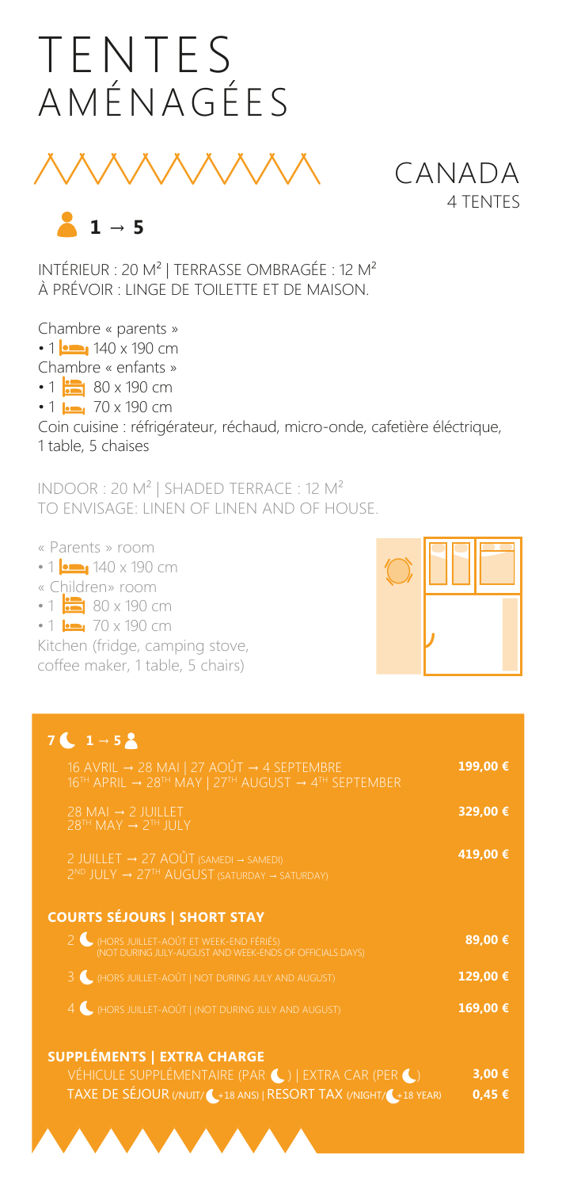# TENTES AMÉNAGÉES

## CANADA

4 TENTES

1 → 5

INTÉRIEUR : 20 M² | TERRASSE OMBRAGÉE : 12 M²
À PRÉVOIR : LINGE DE TOILETTE ET DE MAISON.

Chambre « parents »

- 1 140 x 190 cm

Chambre « enfants »

- 1 80 x 190 cm
- 1 70 x 190 cm

Coin cuisine : réfrigérateur, réchaud, micro-onde, cafetière éléctrique, 1 table, 5 chaises

INDOOR : 20 M² | SHADED TERRACE : 12 M²
TO ENVISAGE: LINEN OF LINEN AND OF HOUSE.

« Parents » room

- 1 140 x 190 cm

« Children» room

- 1 80 x 190 cm
- 1 70 x 190 cm

Kitchen (fridge, camping stove, coffee maker, 1 table, 5 chairs)

**7 nuits | 1 → 5 personnes**

| Période | Prix |
|---|---|
| 16 AVRIL → 28 MAI \| 27 AOÛT → 4 SEPTEMBRE<br>16TH APRIL → 28TH MAY \| 27TH AUGUST → 4TH SEPTEMBER | 199,00 € |
| 28 MAI → 2 JUILLET<br>28TH MAY → 2TH JULY | 329,00 € |
| 2 JUILLET → 27 AOÛT (SAMEDI → SAMEDI)<br>2ND JULY → 27TH AUGUST (SATURDAY → SATURDAY) | 419,00 € |

**COURTS SÉJOURS | SHORT STAY**

| Durée | Prix |
|---|---|
| 2 nuits (HORS JUILLET-AOÛT ET WEEK-END FÉRIÉS) (NOT DURING JULY-AUGUST AND WEEK-ENDS OF OFFICIALS DAYS) | 89,00 € |
| 3 nuits (HORS JUILLET-AOÛT \| NOT DURING JULY AND AUGUST) | 129,00 € |
| 4 nuits (HORS JUILLET-AOÛT \| (NOT DURING JULY AND AUGUST) | 169,00 € |

**SUPPLÉMENTS | EXTRA CHARGE**

| Supplément | Prix |
|---|---|
| VÉHICULE SUPPLÉMENTAIRE (PAR nuit) \| EXTRA CAR (PER night) | 3,00 € |
| TAXE DE SÉJOUR (/NUIT/ +18 ANS) \| RESORT TAX (/NIGHT/ +18 YEAR) | 0,45 € |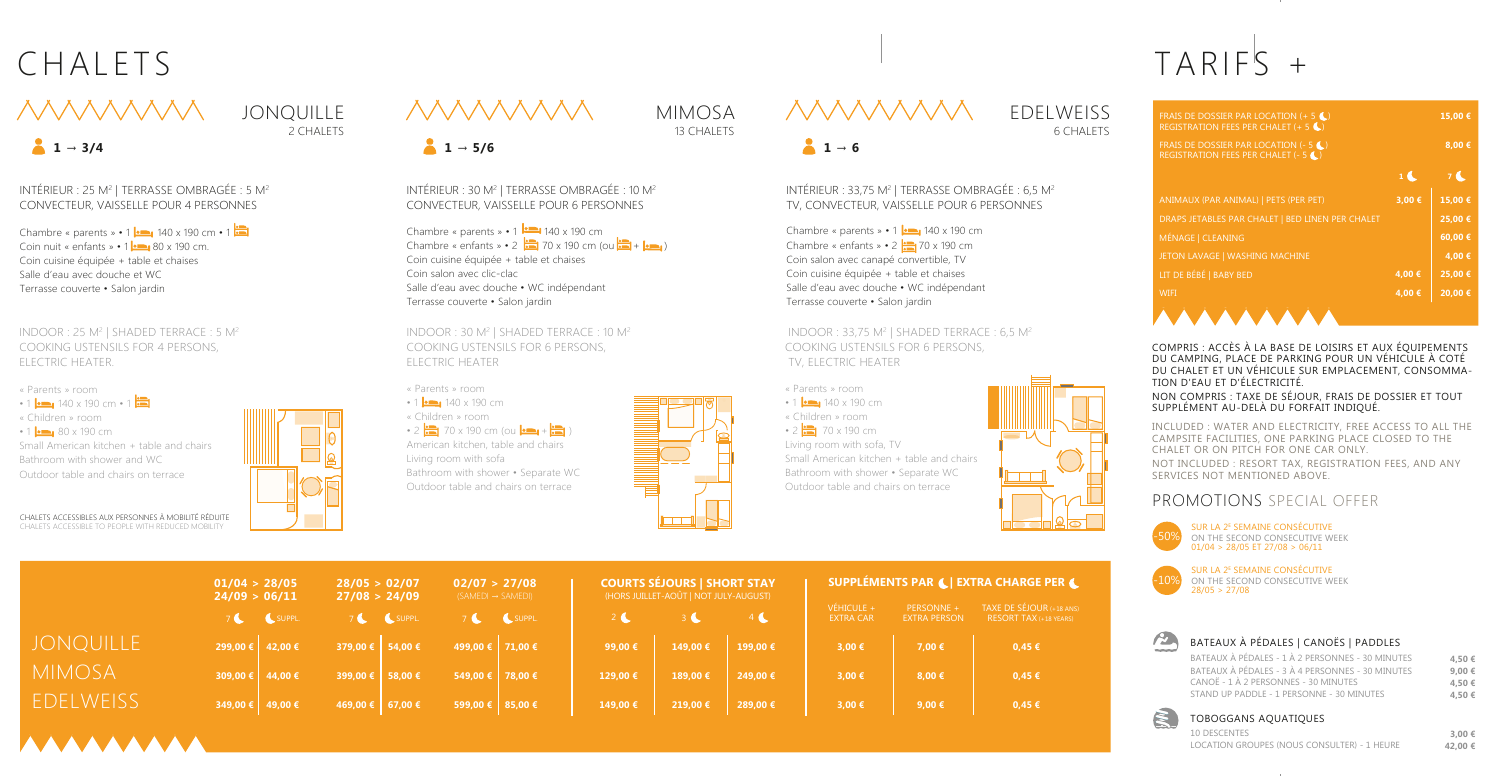# CHALETS

## JONQUILLE
2 CHALETS

1 → 3/4

INTÉRIEUR : 25 M² | TERRASSE OMBRAGÉE : 5 M²
CONVECTEUR, VAISSELLE POUR 4 PERSONNES

Chambre « parents » • 1 140 x 190 cm • 1
Coin nuit « enfants » • 1 80 x 190 cm.
Coin cuisine équipée + table et chaises
Salle d'eau avec douche et WC
Terrasse couverte • Salon jardin

INDOOR : 25 M² | SHADED TERRACE : 5 M²
COOKING USTENSILS FOR 4 PERSONS,
ELECTRIC HEATER.

« Parents » room
• 1 140 x 190 cm • 1
« Children » room
• 1 80 x 190 cm
Small American kitchen + table and chairs
Bathroom with shower and WC
Outdoor table and chairs on terrace

CHALETS ACCESSIBLES AUX PERSONNES À MOBILITÉ RÉDUITE
CHALETS ACCESSIBLE TO PEOPLE WITH REDUCED MOBILITY

## MIMOSA
13 CHALETS

1 → 5/6

INTÉRIEUR : 30 M² | TERRASSE OMBRAGÉE : 10 M²
CONVECTEUR, VAISSELLE POUR 6 PERSONNES

Chambre « parents » • 1 140 x 190 cm
Chambre « enfants » • 2 70 x 190 cm (ou + )
Coin cuisine équipée + table et chaises
Coin salon avec clic-clac
Salle d'eau avec douche • WC indépendant
Terrasse couverte • Salon jardin

INDOOR : 30 M² | SHADED TERRACE : 10 M²
COOKING USTENSILS FOR 6 PERSONS,
ELECTRIC HEATER

« Parents » room
• 1 140 x 190 cm
« Children » room
• 2 70 x 190 cm (ou + )
American kitchen, table and chairs
Living room with sofa
Bathroom with shower • Separate WC
Outdoor table and chairs on terrace

## EDELWEISS
6 CHALETS

1 → 6

INTÉRIEUR : 33,75 M² | TERRASSE OMBRAGÉE : 6,5 M²
TV, CONVECTEUR, VAISSELLE POUR 6 PERSONNES

Chambre « parents » • 1 140 x 190 cm
Chambre « enfants » • 2 70 x 190 cm
Coin salon avec canapé convertible, TV
Coin cuisine équipée + table et chaises
Salle d'eau avec douche • WC indépendant
Terrasse couverte • Salon jardin

INDOOR : 33,75 M² | SHADED TERRACE : 6,5 M²
COOKING USTENSILS FOR 6 PERSONS,
TV, ELECTRIC HEATER

« Parents » room
• 1 140 x 190 cm
« Children » room
• 2 70 x 190 cm
Living room with sofa, TV
Small American kitchen + table and chairs
Bathroom with shower • Separate WC
Outdoor table and chairs on terrace

| | 01/04 > 28/05 24/09 > 06/11 | | 28/05 > 02/07 27/08 > 24/09 | | 02/07 > 27/08 (SAMEDI → SAMEDI) | | COURTS SÉJOURS \| SHORT STAY (HORS JUILLET-AOÛT \| NOT JULY-AUGUST) | | | SUPPLÉMENTS PAR ☾ \| EXTRA CHARGE PER ☾ | | |
|---|---|---|---|---|---|---|---|---|---|---|---|---|
| | 7 ☾ | ☾ SUPPL. | 7 ☾ | ☾ SUPPL. | 7 ☾ | ☾ SUPPL. | 2 ☾ | 3 ☾ | 4 ☾ | VÉHICULE + EXTRA CAR | PERSONNE + EXTRA PERSON | TAXE DE SÉJOUR (+18 ANS) RESORT TAX (+18 YEARS) |
| JONQUILLE | 299,00 € | 42,00 € | 379,00 € | 54,00 € | 499,00 € | 71,00 € | 99,00 € | 149,00 € | 199,00 € | 3,00 € | 7,00 € | 0,45 € |
| MIMOSA | 309,00 € | 44,00 € | 399,00 € | 58,00 € | 549,00 € | 78,00 € | 129,00 € | 189,00 € | 249,00 € | 3,00 € | 8,00 € | 0,45 € |
| EDELWEISS | 349,00 € | 49,00 € | 469,00 € | 67,00 € | 599,00 € | 85,00 € | 149,00 € | 219,00 € | 289,00 € | 3,00 € | 9,00 € | 0,45 € |

# TARIFS +

| | 1 ☾ | 7 ☾ |
|---|---|---|
| FRAIS DE DOSSIER PAR LOCATION (+ 5 ☾) REGISTRATION FEES PER CHALET (+ 5 ☾) | | 15,00 € |
| FRAIS DE DOSSIER PAR LOCATION (- 5 ☾) REGISTRATION FEES PER CHALET (- 5 ☾) | | 8,00 € |
| ANIMAUX (PAR ANIMAL) \| PETS (PER PET) | 3,00 € | 15,00 € |
| DRAPS JETABLES PAR CHALET \| BED LINEN PER CHALET | | 25,00 € |
| MÉNAGE \| CLEANING | | 60,00 € |
| JETON LAVAGE \| WASHING MACHINE | | 4,00 € |
| LIT DE BÉBÉ \| BABY BED | 4,00 € | 25,00 € |
| WIFI | 4,00 € | 20,00 € |

COMPRIS : ACCÈS À LA BASE DE LOISIRS ET AUX ÉQUIPEMENTS DU CAMPING, PLACE DE PARKING POUR UN VÉHICULE À COTÉ DU CHALET ET UN VÉHICULE SUR EMPLACEMENT, CONSOMMATION D'EAU ET D'ÉLECTRICITÉ.
NON COMPRIS : TAXE DE SÉJOUR, FRAIS DE DOSSIER ET TOUT SUPPLÉMENT AU-DELÀ DU FORFAIT INDIQUÉ.

INCLUDED : WATER AND ELECTRICITY, FREE ACCESS TO ALL THE CAMPSITE FACILITIES, ONE PARKING PLACE CLOSED TO THE CHALET OR ON PITCH FOR ONE CAR ONLY.
NOT INCLUDED : RESORT TAX, REGISTRATION FEES, AND ANY SERVICES NOT MENTIONED ABOVE.

## PROMOTIONS SPECIAL OFFER

-50% SUR LA 2E SEMAINE CONSÉCUTIVE
ON THE SECOND CONSECUTIVE WEEK
01/04 > 28/05 ET 27/08 > 06/11

-10% SUR LA 2E SEMAINE CONSÉCUTIVE
ON THE SECOND CONSECUTIVE WEEK
28/05 > 27/08

### BATEAUX À PÉDALES | CANOËS | PADDLES

| | |
|---|---|
| BATEAUX À PÉDALES - 1 À 2 PERSONNES - 30 MINUTES | 4,50 € |
| BATEAUX À PÉDALES - 3 À 4 PERSONNES - 30 MINUTES | 9,00 € |
| CANOË - 1 À 2 PERSONNES - 30 MINUTES | 4,50 € |
| STAND UP PADDLE - 1 PERSONNE - 30 MINUTES | 4,50 € |

### TOBOGGANS AQUATIQUES

| | |
|---|---|
| 10 DESCENTES | 3,00 € |
| LOCATION GROUPES (NOUS CONSULTER) - 1 HEURE | 42,00 € |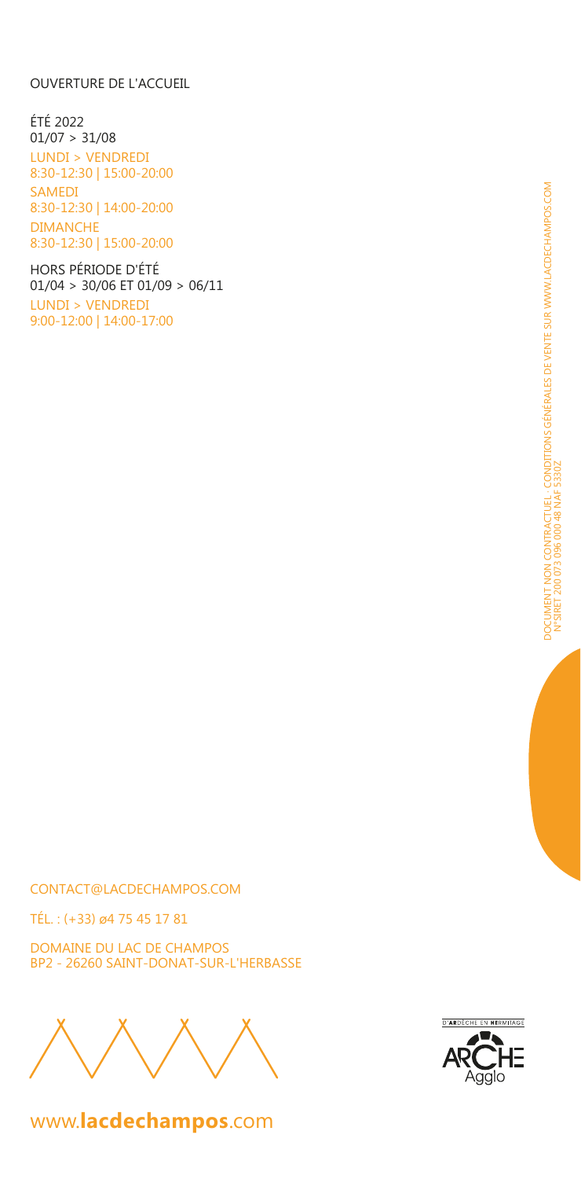OUVERTURE DE L'ACCUEIL

ÉTÉ 2022
01/07 > 31/08

LUNDI > VENDREDI
8:30-12:30 | 15:00-20:00

SAMEDI
8:30-12:30 | 14:00-20:00

DIMANCHE
8:30-12:30 | 15:00-20:00

HORS PÉRIODE D'ÉTÉ
01/04 > 30/06 ET 01/09 > 06/11

LUNDI > VENDREDI
9:00-12:00 | 14:00-17:00

DOCUMENT NON CONTRACTUEL - CONDITIONS GÉNÉRALES DE VENTE SUR WWW.LACDECHAMPOS.COM
N°SIRET 200 073 096 000 48 NAF 5530Z

CONTACT@LACDECHAMPOS.COM

TÉL. : (+33) ø4 75 45 17 81

DOMAINE DU LAC DE CHAMPOS
BP2 - 26260 SAINT-DONAT-SUR-L'HERBASSE

D'ARDÈCHE EN HERMITAGE
ARCHE Agglo

www.**lacdechampos**.com